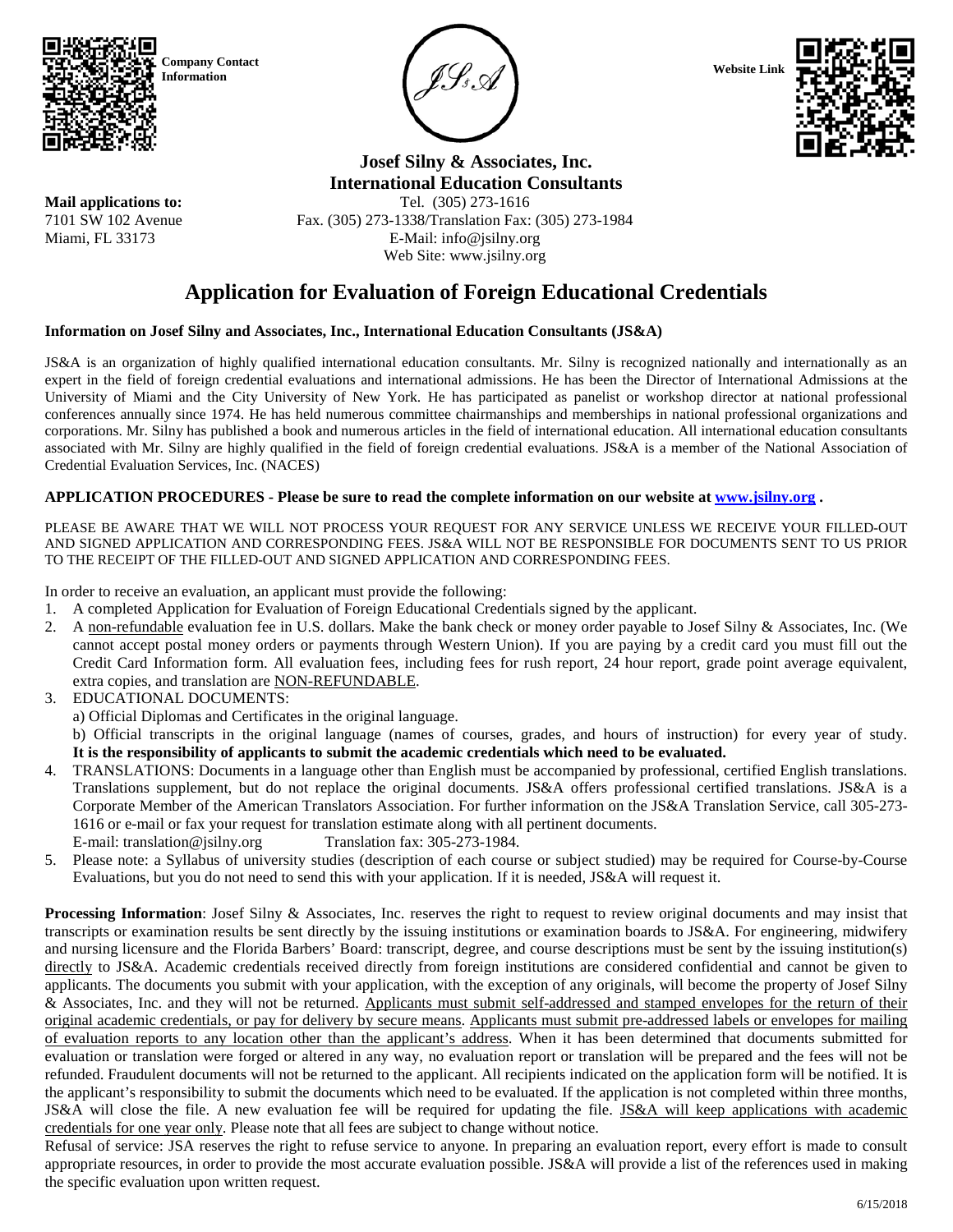Company Contact Information

Website Link

**Josef Silny & Associates, Inc.**
**International Education Consultants**

Tel. (305) 273-1616
Fax. (305) 273-1338/Translation Fax: (305) 273-1984
E-Mail: info@jsilny.org
Web Site: www.jsilny.org

**Mail applications to:**
7101 SW 102 Avenue
Miami, FL 33173

# Application for Evaluation of Foreign Educational Credentials

**Information on Josef Silny and Associates, Inc., International Education Consultants (JS&A)**

JS&A is an organization of highly qualified international education consultants. Mr. Silny is recognized nationally and internationally as an expert in the field of foreign credential evaluations and international admissions. He has been the Director of International Admissions at the University of Miami and the City University of New York. He has participated as panelist or workshop director at national professional conferences annually since 1974. He has held numerous committee chairmanships and memberships in national professional organizations and corporations. Mr. Silny has published a book and numerous articles in the field of international education. All international education consultants associated with Mr. Silny are highly qualified in the field of foreign credential evaluations. JS&A is a member of the National Association of Credential Evaluation Services, Inc. (NACES)

**APPLICATION PROCEDURES - Please be sure to read the complete information on our website at [www.jsilny.org](http://www.jsilny.org) .**

PLEASE BE AWARE THAT WE WILL NOT PROCESS YOUR REQUEST FOR ANY SERVICE UNLESS WE RECEIVE YOUR FILLED-OUT AND SIGNED APPLICATION AND CORRESPONDING FEES. JS&A WILL NOT BE RESPONSIBLE FOR DOCUMENTS SENT TO US PRIOR TO THE RECEIPT OF THE FILLED-OUT AND SIGNED APPLICATION AND CORRESPONDING FEES.

In order to receive an evaluation, an applicant must provide the following:

1. A completed Application for Evaluation of Foreign Educational Credentials signed by the applicant.
2. A non-refundable evaluation fee in U.S. dollars. Make the bank check or money order payable to Josef Silny & Associates, Inc. (We cannot accept postal money orders or payments through Western Union). If you are paying by a credit card you must fill out the Credit Card Information form. All evaluation fees, including fees for rush report, 24 hour report, grade point average equivalent, extra copies, and translation are NON-REFUNDABLE.
3. EDUCATIONAL DOCUMENTS:
   a) Official Diplomas and Certificates in the original language.
   b) Official transcripts in the original language (names of courses, grades, and hours of instruction) for every year of study. **It is the responsibility of applicants to submit the academic credentials which need to be evaluated.**
4. TRANSLATIONS: Documents in a language other than English must be accompanied by professional, certified English translations. Translations supplement, but do not replace the original documents. JS&A offers professional certified translations. JS&A is a Corporate Member of the American Translators Association. For further information on the JS&A Translation Service, call 305-273-1616 or e-mail or fax your request for translation estimate along with all pertinent documents.
   E-mail: translation@jsilny.org Translation fax: 305-273-1984.
5. Please note: a Syllabus of university studies (description of each course or subject studied) may be required for Course-by-Course Evaluations, but you do not need to send this with your application. If it is needed, JS&A will request it.

**Processing Information**: Josef Silny & Associates, Inc. reserves the right to request to review original documents and may insist that transcripts or examination results be sent directly by the issuing institutions or examination boards to JS&A. For engineering, midwifery and nursing licensure and the Florida Barbers' Board: transcript, degree, and course descriptions must be sent by the issuing institution(s) directly to JS&A. Academic credentials received directly from foreign institutions are considered confidential and cannot be given to applicants. The documents you submit with your application, with the exception of any originals, will become the property of Josef Silny & Associates, Inc. and they will not be returned. Applicants must submit self-addressed and stamped envelopes for the return of their original academic credentials, or pay for delivery by secure means. Applicants must submit pre-addressed labels or envelopes for mailing of evaluation reports to any location other than the applicant's address. When it has been determined that documents submitted for evaluation or translation were forged or altered in any way, no evaluation report or translation will be prepared and the fees will not be refunded. Fraudulent documents will not be returned to the applicant. All recipients indicated on the application form will be notified. It is the applicant's responsibility to submit the documents which need to be evaluated. If the application is not completed within three months, JS&A will close the file. A new evaluation fee will be required for updating the file. JS&A will keep applications with academic credentials for one year only. Please note that all fees are subject to change without notice.

Refusal of service: JSA reserves the right to refuse service to anyone. In preparing an evaluation report, every effort is made to consult appropriate resources, in order to provide the most accurate evaluation possible. JS&A will provide a list of the references used in making the specific evaluation upon written request.

6/15/2018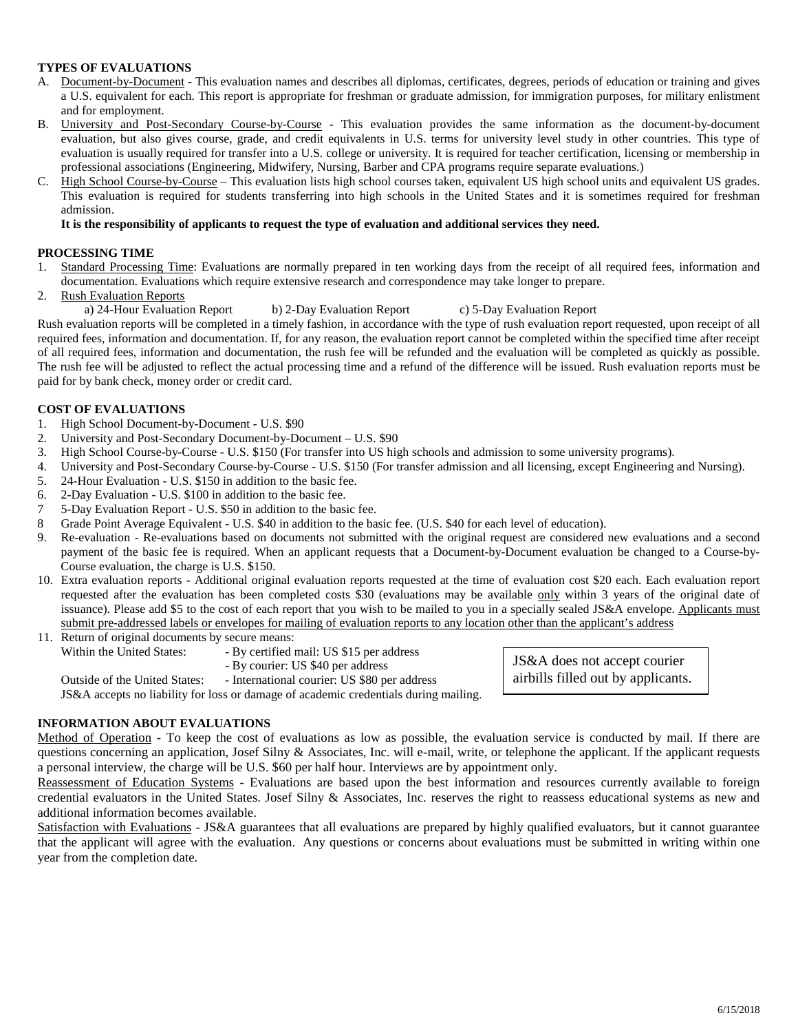## TYPES OF EVALUATIONS

A. Document-by-Document - This evaluation names and describes all diplomas, certificates, degrees, periods of education or training and gives a U.S. equivalent for each. This report is appropriate for freshman or graduate admission, for immigration purposes, for military enlistment and for employment.

B. University and Post-Secondary Course-by-Course - This evaluation provides the same information as the document-by-document evaluation, but also gives course, grade, and credit equivalents in U.S. terms for university level study in other countries. This type of evaluation is usually required for transfer into a U.S. college or university. It is required for teacher certification, licensing or membership in professional associations (Engineering, Midwifery, Nursing, Barber and CPA programs require separate evaluations.)

C. High School Course-by-Course – This evaluation lists high school courses taken, equivalent US high school units and equivalent US grades. This evaluation is required for students transferring into high schools in the United States and it is sometimes required for freshman admission.

**It is the responsibility of applicants to request the type of evaluation and additional services they need.**

## PROCESSING TIME

1. Standard Processing Time: Evaluations are normally prepared in ten working days from the receipt of all required fees, information and documentation. Evaluations which require extensive research and correspondence may take longer to prepare.
2. Rush Evaluation Reports

   a) 24-Hour Evaluation Report b) 2-Day Evaluation Report c) 5-Day Evaluation Report

Rush evaluation reports will be completed in a timely fashion, in accordance with the type of rush evaluation report requested, upon receipt of all required fees, information and documentation. If, for any reason, the evaluation report cannot be completed within the specified time after receipt of all required fees, information and documentation, the rush fee will be refunded and the evaluation will be completed as quickly as possible. The rush fee will be adjusted to reflect the actual processing time and a refund of the difference will be issued. Rush evaluation reports must be paid for by bank check, money order or credit card.

## COST OF EVALUATIONS

1. High School Document-by-Document - U.S. $90
2. University and Post-Secondary Document-by-Document – U.S. $90
3. High School Course-by-Course - U.S. $150 (For transfer into US high schools and admission to some university programs).
4. University and Post-Secondary Course-by-Course - U.S. $150 (For transfer admission and all licensing, except Engineering and Nursing).
5. 24-Hour Evaluation - U.S. $150 in addition to the basic fee.
6. 2-Day Evaluation - U.S. $100 in addition to the basic fee.
7. 5-Day Evaluation Report - U.S. $50 in addition to the basic fee.
8. Grade Point Average Equivalent - U.S. $40 in addition to the basic fee. (U.S. $40 for each level of education).
9. Re-evaluation - Re-evaluations based on documents not submitted with the original request are considered new evaluations and a second payment of the basic fee is required. When an applicant requests that a Document-by-Document evaluation be changed to a Course-by-Course evaluation, the charge is U.S. $150.
10. Extra evaluation reports - Additional original evaluation reports requested at the time of evaluation cost $20 each. Each evaluation report requested after the evaluation has been completed costs $30 (evaluations may be available only within 3 years of the original date of issuance). Please add $5 to the cost of each report that you wish to be mailed to you in a specially sealed JS&A envelope. Applicants must submit pre-addressed labels or envelopes for mailing of evaluation reports to any location other than the applicant's address
11. Return of original documents by secure means:

    Within the United States: - By certified mail: US $15 per address

    - By courier: US $40 per address

    Outside of the United States: - International courier: US $80 per address

    JS&A accepts no liability for loss or damage of academic credentials during mailing.

JS&A does not accept courier airbills filled out by applicants.

## INFORMATION ABOUT EVALUATIONS

Method of Operation - To keep the cost of evaluations as low as possible, the evaluation service is conducted by mail. If there are questions concerning an application, Josef Silny & Associates, Inc. will e-mail, write, or telephone the applicant. If the applicant requests a personal interview, the charge will be U.S. $60 per half hour. Interviews are by appointment only.

Reassessment of Education Systems - Evaluations are based upon the best information and resources currently available to foreign credential evaluators in the United States. Josef Silny & Associates, Inc. reserves the right to reassess educational systems as new and additional information becomes available.

Satisfaction with Evaluations - JS&A guarantees that all evaluations are prepared by highly qualified evaluators, but it cannot guarantee that the applicant will agree with the evaluation. Any questions or concerns about evaluations must be submitted in writing within one year from the completion date.

6/15/2018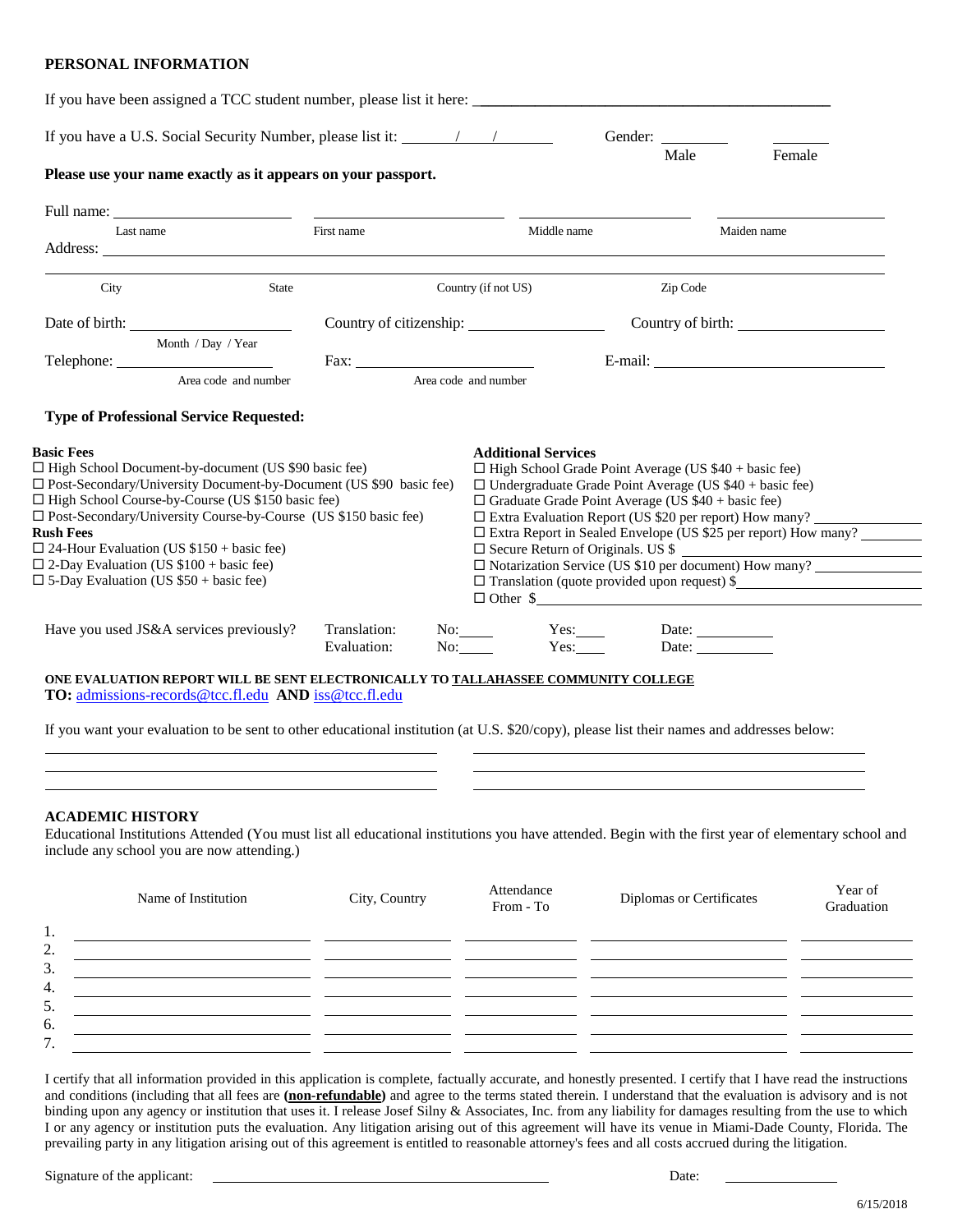**PERSONAL INFORMATION**

If you have been assigned a TCC student number, please list it here: ____________________

If you have a U.S. Social Security Number, please list it: ______ / ____ / ______ Gender: ________ Male ________ Female

**Please use your name exactly as it appears on your passport.**

Full name: ____________ ____________ ____________ ____________
Last name First name Middle name Maiden name

Address: ________________________________________

City State Country (if not US) Zip Code

Date of birth: ____________ Country of citizenship: ____________ Country of birth: ____________
Month / Day / Year

Telephone: ____________ Fax: ____________ E-mail: ____________
Area code and number Area code and number

**Type of Professional Service Requested:**

**Basic Fees**

- ☐ High School Document-by-document (US $90 basic fee)
- ☐ Post-Secondary/University Document-by-Document (US $90 basic fee)
- ☐ High School Course-by-Course (US $150 basic fee)
- ☐ Post-Secondary/University Course-by-Course (US $150 basic fee)

**Rush Fees**

- ☐ 24-Hour Evaluation (US $150 + basic fee)
- ☐ 2-Day Evaluation (US $100 + basic fee)
- ☐ 5-Day Evaluation (US $50 + basic fee)

**Additional Services**

- ☐ High School Grade Point Average (US $40 + basic fee)
- ☐ Undergraduate Grade Point Average (US $40 + basic fee)
- ☐ Graduate Grade Point Average (US $40 + basic fee)
- ☐ Extra Evaluation Report (US $20 per report) How many? ________
- ☐ Extra Report in Sealed Envelope (US $25 per report) How many? ________
- ☐ Secure Return of Originals. US $ ________
- ☐ Notarization Service (US $10 per document) How many? ________
- ☐ Translation (quote provided upon request) $________
- ☐ Other $________

Have you used JS&A services previously?

| | | | |
|---|---|---|---|
| Translation: | No: ____ | Yes: ____ | Date: ________ |
| Evaluation: | No: ____ | Yes: ____ | Date: ________ |

**ONE EVALUATION REPORT WILL BE SENT ELECTRONICALLY TO <u>TALLAHASSEE COMMUNITY COLLEGE</u>**
**TO:** admissions-records@tcc.fl.edu **AND** iss@tcc.fl.edu

If you want your evaluation to be sent to other educational institution (at U.S. $20/copy), please list their names and addresses below:

________________________________________ ________________________________________
________________________________________ ________________________________________
________________________________________ ________________________________________

**ACADEMIC HISTORY**

Educational Institutions Attended (You must list all educational institutions you have attended. Begin with the first year of elementary school and include any school you are now attending.)

| | Name of Institution | City, Country | Attendance From - To | Diplomas or Certificates | Year of Graduation |
|---|---|---|---|---|---|
| 1. | | | | | |
| 2. | | | | | |
| 3. | | | | | |
| 4. | | | | | |
| 5. | | | | | |
| 6. | | | | | |
| 7. | | | | | |

I certify that all information provided in this application is complete, factually accurate, and honestly presented. I certify that I have read the instructions and conditions (including that all fees are **(<u>non-refundable</u>)** and agree to the terms stated therein. I understand that the evaluation is advisory and is not binding upon any agency or institution that uses it. I release Josef Silny & Associates, Inc. from any liability for damages resulting from the use to which I or any agency or institution puts the evaluation. Any litigation arising out of this agreement will have its venue in Miami-Dade County, Florida. The prevailing party in any litigation arising out of this agreement is entitled to reasonable attorney's fees and all costs accrued during the litigation.

Signature of the applicant: ________________________ Date: ____________

6/15/2018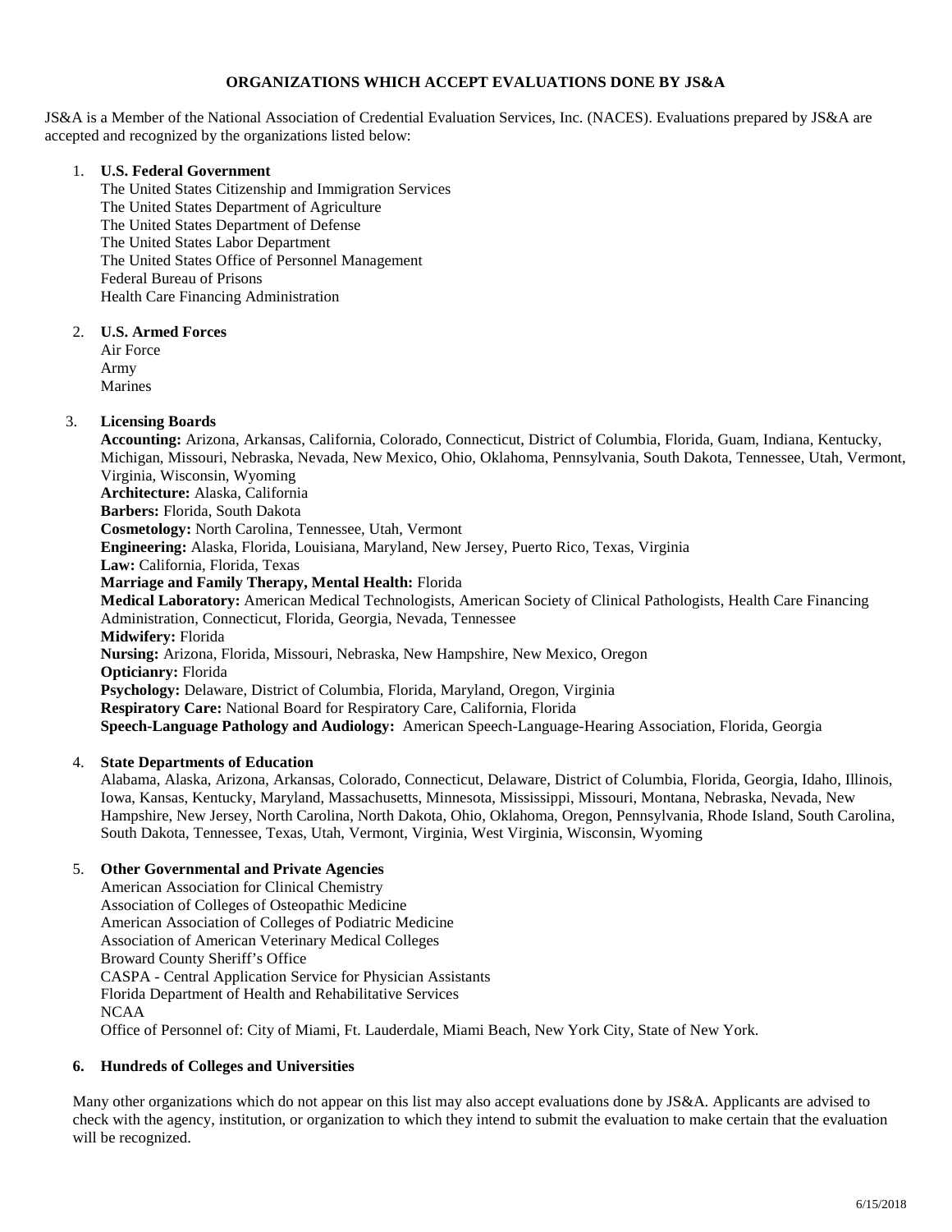## ORGANIZATIONS WHICH ACCEPT EVALUATIONS DONE BY JS&A

JS&A is a Member of the National Association of Credential Evaluation Services, Inc. (NACES). Evaluations prepared by JS&A are accepted and recognized by the organizations listed below:

1. **U.S. Federal Government**
   The United States Citizenship and Immigration Services
   The United States Department of Agriculture
   The United States Department of Defense
   The United States Labor Department
   The United States Office of Personnel Management
   Federal Bureau of Prisons
   Health Care Financing Administration

2. **U.S. Armed Forces**
   Air Force
   Army
   Marines

3. **Licensing Boards**
   **Accounting:** Arizona, Arkansas, California, Colorado, Connecticut, District of Columbia, Florida, Guam, Indiana, Kentucky, Michigan, Missouri, Nebraska, Nevada, New Mexico, Ohio, Oklahoma, Pennsylvania, South Dakota, Tennessee, Utah, Vermont, Virginia, Wisconsin, Wyoming
   **Architecture:** Alaska, California
   **Barbers:** Florida, South Dakota
   **Cosmetology:** North Carolina, Tennessee, Utah, Vermont
   **Engineering:** Alaska, Florida, Louisiana, Maryland, New Jersey, Puerto Rico, Texas, Virginia
   **Law:** California, Florida, Texas
   **Marriage and Family Therapy, Mental Health:** Florida
   **Medical Laboratory:** American Medical Technologists, American Society of Clinical Pathologists, Health Care Financing Administration, Connecticut, Florida, Georgia, Nevada, Tennessee
   **Midwifery:** Florida
   **Nursing:** Arizona, Florida, Missouri, Nebraska, New Hampshire, New Mexico, Oregon
   **Opticianry:** Florida
   **Psychology:** Delaware, District of Columbia, Florida, Maryland, Oregon, Virginia
   **Respiratory Care:** National Board for Respiratory Care, California, Florida
   **Speech-Language Pathology and Audiology:** American Speech-Language-Hearing Association, Florida, Georgia

4. **State Departments of Education**
   Alabama, Alaska, Arizona, Arkansas, Colorado, Connecticut, Delaware, District of Columbia, Florida, Georgia, Idaho, Illinois, Iowa, Kansas, Kentucky, Maryland, Massachusetts, Minnesota, Mississippi, Missouri, Montana, Nebraska, Nevada, New Hampshire, New Jersey, North Carolina, North Dakota, Ohio, Oklahoma, Oregon, Pennsylvania, Rhode Island, South Carolina, South Dakota, Tennessee, Texas, Utah, Vermont, Virginia, West Virginia, Wisconsin, Wyoming

5. **Other Governmental and Private Agencies**
   American Association for Clinical Chemistry
   Association of Colleges of Osteopathic Medicine
   American Association of Colleges of Podiatric Medicine
   Association of American Veterinary Medical Colleges
   Broward County Sheriff's Office
   CASPA - Central Application Service for Physician Assistants
   Florida Department of Health and Rehabilitative Services
   NCAA
   Office of Personnel of: City of Miami, Ft. Lauderdale, Miami Beach, New York City, State of New York.

6. **Hundreds of Colleges and Universities**

Many other organizations which do not appear on this list may also accept evaluations done by JS&A. Applicants are advised to check with the agency, institution, or organization to which they intend to submit the evaluation to make certain that the evaluation will be recognized.

6/15/2018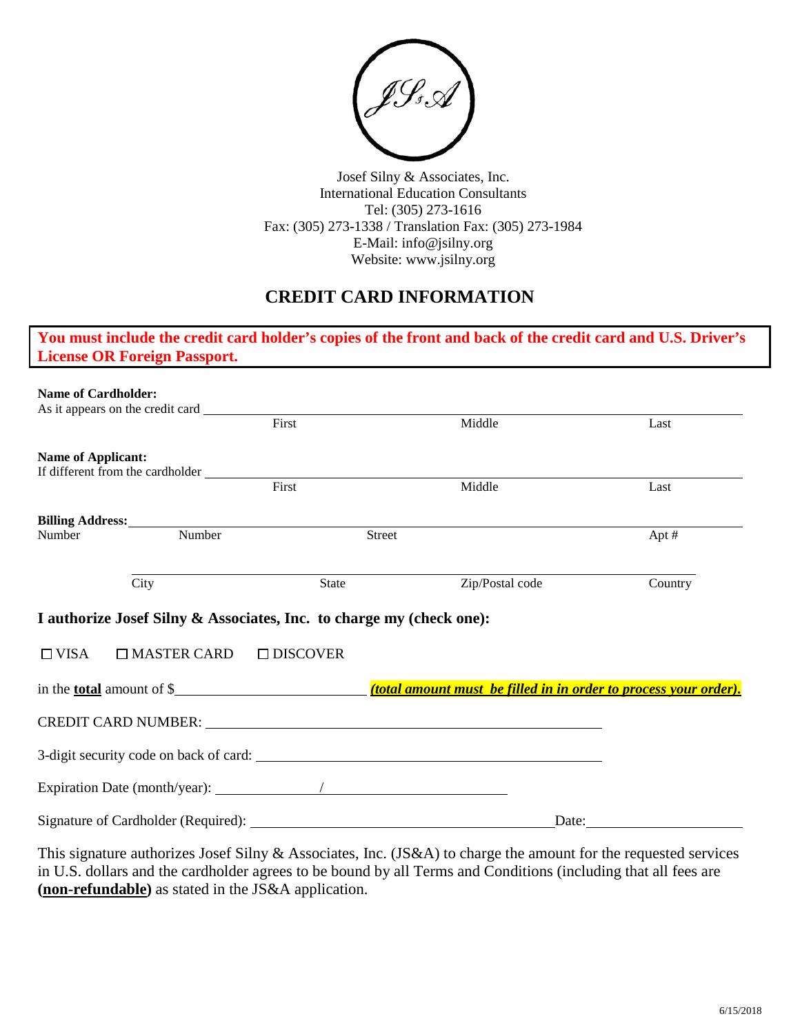Josef Silny & Associates, Inc.
International Education Consultants
Tel: (305) 273-1616
Fax: (305) 273-1338 / Translation Fax: (305) 273-1984
E-Mail: info@jsilny.org
Website: www.jsilny.org

## CREDIT CARD INFORMATION

**You must include the credit card holder's copies of the front and back of the credit card and U.S. Driver's License OR Foreign Passport.**

**Name of Cardholder:**
As it appears on the credit card ______________________________
First | Middle | Last

**Name of Applicant:**
If different from the cardholder ______________________________
First | Middle | Last

**Billing Address:** ______________________________
Number | Number | Street | Apt #

______________________________
City | State | Zip/Postal code | Country

**I authorize Josef Silny & Associates, Inc. to charge my (check one):**

☐ VISA ☐ MASTER CARD ☐ DISCOVER

in the **total** amount of $______________ ***total amount must be filled in in order to process your order).***

CREDIT CARD NUMBER: ______________________________

3-digit security code on back of card: ______________________________

Expiration Date (month/year): __________ / __________

Signature of Cardholder (Required): ______________________________ Date: ______________

This signature authorizes Josef Silny & Associates, Inc. (JS&A) to charge the amount for the requested services in U.S. dollars and the cardholder agrees to be bound by all Terms and Conditions (including that all fees are **(non-refundable)** as stated in the JS&A application.

6/15/2018